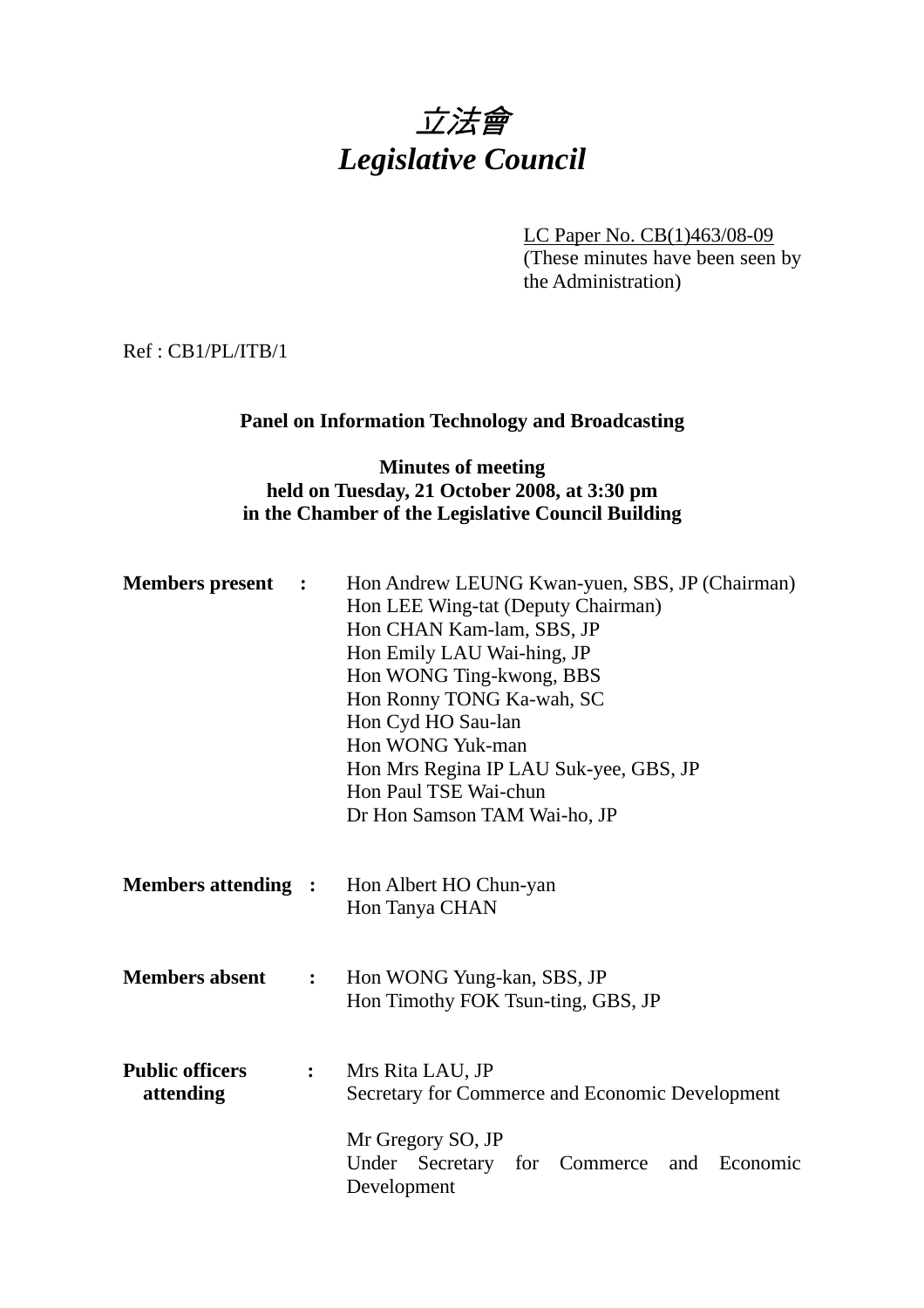# *立法會*
# *Legislative Council*

LC Paper No. CB(1)463/08-09
(These minutes have been seen by the Administration)

Ref : CB1/PL/ITB/1

**Panel on Information Technology and Broadcasting**

**Minutes of meeting**
**held on Tuesday, 21 October 2008, at 3:30 pm**
**in the Chamber of the Legislative Council Building**

**Members present :**

Hon Andrew LEUNG Kwan-yuen, SBS, JP (Chairman)
Hon LEE Wing-tat (Deputy Chairman)
Hon CHAN Kam-lam, SBS, JP
Hon Emily LAU Wai-hing, JP
Hon WONG Ting-kwong, BBS
Hon Ronny TONG Ka-wah, SC
Hon Cyd HO Sau-lan
Hon WONG Yuk-man
Hon Mrs Regina IP LAU Suk-yee, GBS, JP
Hon Paul TSE Wai-chun
Dr Hon Samson TAM Wai-ho, JP

**Members attending :**

Hon Albert HO Chun-yan
Hon Tanya CHAN

**Members absent :**

Hon WONG Yung-kan, SBS, JP
Hon Timothy FOK Tsun-ting, GBS, JP

**Public officers attending :**

Mrs Rita LAU, JP
Secretary for Commerce and Economic Development

Mr Gregory SO, JP
Under Secretary for Commerce and Economic Development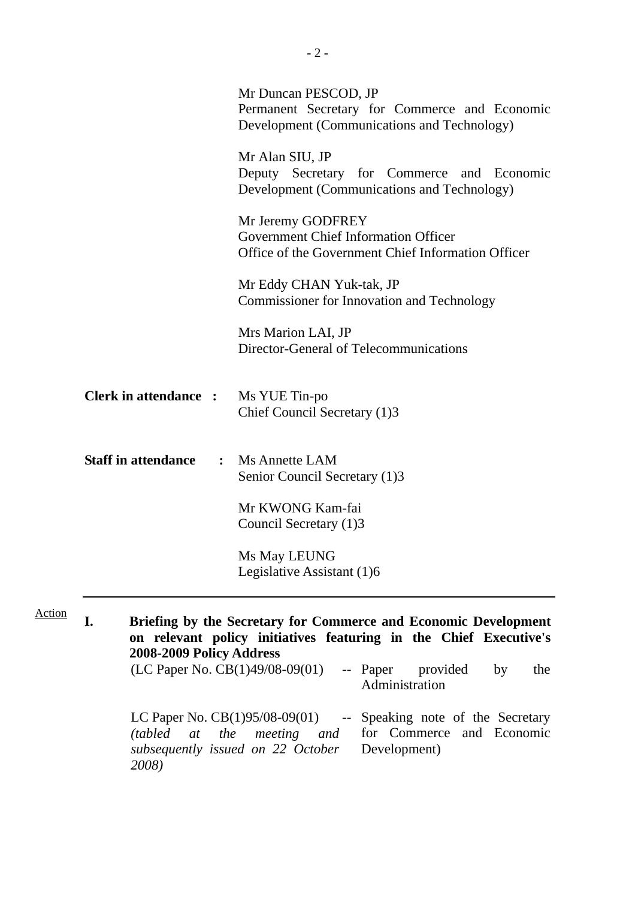Mr Duncan PESCOD, JP
Permanent Secretary for Commerce and Economic Development (Communications and Technology)

Mr Alan SIU, JP
Deputy Secretary for Commerce and Economic Development (Communications and Technology)

Mr Jeremy GODFREY
Government Chief Information Officer
Office of the Government Chief Information Officer

Mr Eddy CHAN Yuk-tak, JP
Commissioner for Innovation and Technology

Mrs Marion LAI, JP
Director-General of Telecommunications

**Clerk in attendance :** Ms YUE Tin-po
Chief Council Secretary (1)3

**Staff in attendance :** Ms Annette LAM
Senior Council Secretary (1)3

Mr KWONG Kam-fai
Council Secretary (1)3

Ms May LEUNG
Legislative Assistant (1)6

---

Action

**I. Briefing by the Secretary for Commerce and Economic Development on relevant policy initiatives featuring in the Chief Executive's 2008-2009 Policy Address**

(LC Paper No. CB(1)49/08-09(01) -- Paper provided by the Administration

LC Paper No. CB(1)95/08-09(01) *(tabled at the meeting and subsequently issued on 22 October 2008)* -- Speaking note of the Secretary for Commerce and Economic Development)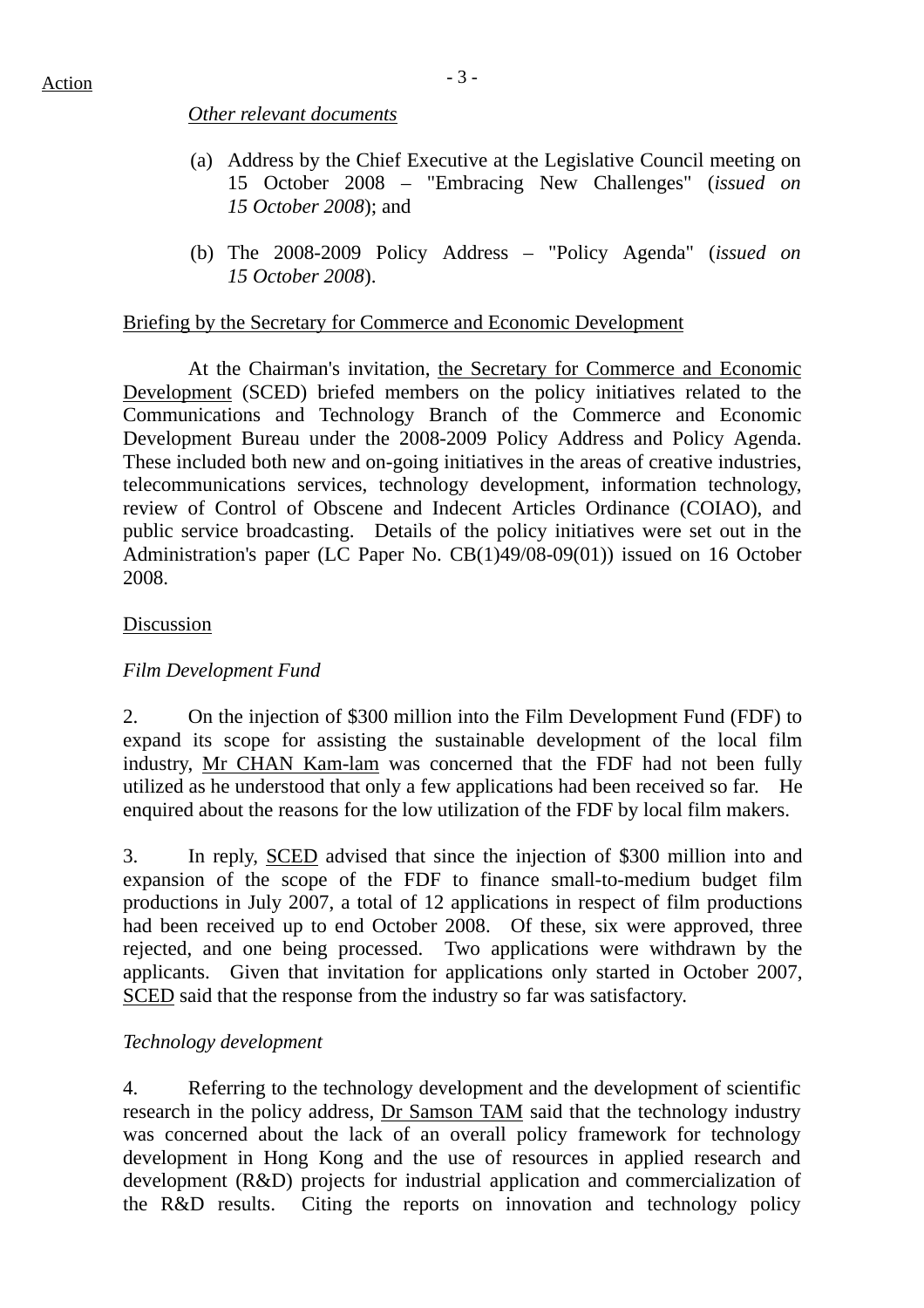*Other relevant documents*

(a) Address by the Chief Executive at the Legislative Council meeting on 15 October 2008 – "Embracing New Challenges" (*issued on 15 October 2008*); and

(b) The 2008-2009 Policy Address – "Policy Agenda" (*issued on 15 October 2008*).

Briefing by the Secretary for Commerce and Economic Development

At the Chairman's invitation, the Secretary for Commerce and Economic Development (SCED) briefed members on the policy initiatives related to the Communications and Technology Branch of the Commerce and Economic Development Bureau under the 2008-2009 Policy Address and Policy Agenda. These included both new and on-going initiatives in the areas of creative industries, telecommunications services, technology development, information technology, review of Control of Obscene and Indecent Articles Ordinance (COIAO), and public service broadcasting. Details of the policy initiatives were set out in the Administration's paper (LC Paper No. CB(1)49/08-09(01)) issued on 16 October 2008.

Discussion

*Film Development Fund*

2. On the injection of $300 million into the Film Development Fund (FDF) to expand its scope for assisting the sustainable development of the local film industry, Mr CHAN Kam-lam was concerned that the FDF had not been fully utilized as he understood that only a few applications had been received so far. He enquired about the reasons for the low utilization of the FDF by local film makers.

3. In reply, SCED advised that since the injection of $300 million into and expansion of the scope of the FDF to finance small-to-medium budget film productions in July 2007, a total of 12 applications in respect of film productions had been received up to end October 2008. Of these, six were approved, three rejected, and one being processed. Two applications were withdrawn by the applicants. Given that invitation for applications only started in October 2007, SCED said that the response from the industry so far was satisfactory.

*Technology development*

4. Referring to the technology development and the development of scientific research in the policy address, Dr Samson TAM said that the technology industry was concerned about the lack of an overall policy framework for technology development in Hong Kong and the use of resources in applied research and development (R&D) projects for industrial application and commercialization of the R&D results. Citing the reports on innovation and technology policy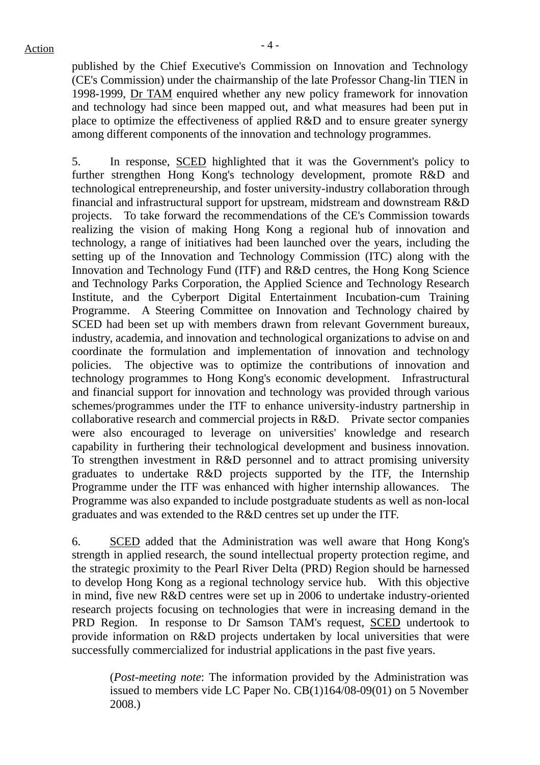published by the Chief Executive's Commission on Innovation and Technology (CE's Commission) under the chairmanship of the late Professor Chang-lin TIEN in 1998-1999, Dr TAM enquired whether any new policy framework for innovation and technology had since been mapped out, and what measures had been put in place to optimize the effectiveness of applied R&D and to ensure greater synergy among different components of the innovation and technology programmes.

5. In response, SCED highlighted that it was the Government's policy to further strengthen Hong Kong's technology development, promote R&D and technological entrepreneurship, and foster university-industry collaboration through financial and infrastructural support for upstream, midstream and downstream R&D projects. To take forward the recommendations of the CE's Commission towards realizing the vision of making Hong Kong a regional hub of innovation and technology, a range of initiatives had been launched over the years, including the setting up of the Innovation and Technology Commission (ITC) along with the Innovation and Technology Fund (ITF) and R&D centres, the Hong Kong Science and Technology Parks Corporation, the Applied Science and Technology Research Institute, and the Cyberport Digital Entertainment Incubation-cum Training Programme. A Steering Committee on Innovation and Technology chaired by SCED had been set up with members drawn from relevant Government bureaux, industry, academia, and innovation and technological organizations to advise on and coordinate the formulation and implementation of innovation and technology policies. The objective was to optimize the contributions of innovation and technology programmes to Hong Kong's economic development. Infrastructural and financial support for innovation and technology was provided through various schemes/programmes under the ITF to enhance university-industry partnership in collaborative research and commercial projects in R&D. Private sector companies were also encouraged to leverage on universities' knowledge and research capability in furthering their technological development and business innovation. To strengthen investment in R&D personnel and to attract promising university graduates to undertake R&D projects supported by the ITF, the Internship Programme under the ITF was enhanced with higher internship allowances. The Programme was also expanded to include postgraduate students as well as non-local graduates and was extended to the R&D centres set up under the ITF.

6. SCED added that the Administration was well aware that Hong Kong's strength in applied research, the sound intellectual property protection regime, and the strategic proximity to the Pearl River Delta (PRD) Region should be harnessed to develop Hong Kong as a regional technology service hub. With this objective in mind, five new R&D centres were set up in 2006 to undertake industry-oriented research projects focusing on technologies that were in increasing demand in the PRD Region. In response to Dr Samson TAM's request, SCED undertook to provide information on R&D projects undertaken by local universities that were successfully commercialized for industrial applications in the past five years.

> (*Post-meeting note*: The information provided by the Administration was issued to members vide LC Paper No. CB(1)164/08-09(01) on 5 November 2008.)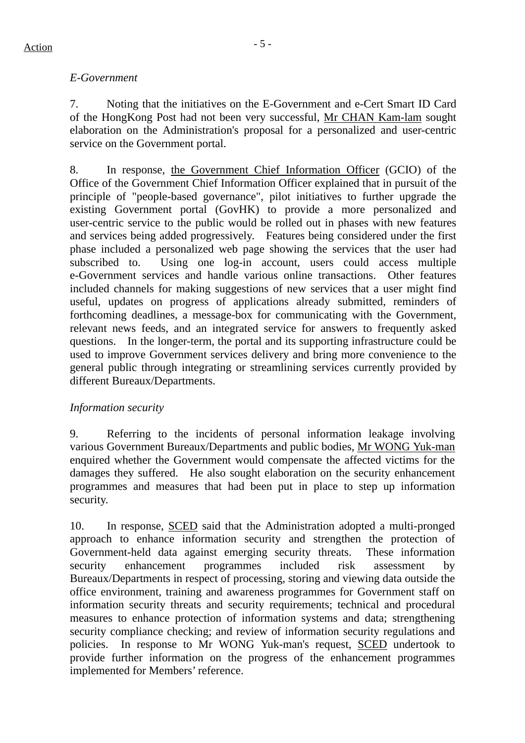*E-Government*

7. Noting that the initiatives on the E-Government and e-Cert Smart ID Card of the HongKong Post had not been very successful, Mr CHAN Kam-lam sought elaboration on the Administration's proposal for a personalized and user-centric service on the Government portal.

8. In response, the Government Chief Information Officer (GCIO) of the Office of the Government Chief Information Officer explained that in pursuit of the principle of "people-based governance", pilot initiatives to further upgrade the existing Government portal (GovHK) to provide a more personalized and user-centric service to the public would be rolled out in phases with new features and services being added progressively. Features being considered under the first phase included a personalized web page showing the services that the user had subscribed to. Using one log-in account, users could access multiple e-Government services and handle various online transactions. Other features included channels for making suggestions of new services that a user might find useful, updates on progress of applications already submitted, reminders of forthcoming deadlines, a message-box for communicating with the Government, relevant news feeds, and an integrated service for answers to frequently asked questions. In the longer-term, the portal and its supporting infrastructure could be used to improve Government services delivery and bring more convenience to the general public through integrating or streamlining services currently provided by different Bureaux/Departments.

*Information security*

9. Referring to the incidents of personal information leakage involving various Government Bureaux/Departments and public bodies, Mr WONG Yuk-man enquired whether the Government would compensate the affected victims for the damages they suffered. He also sought elaboration on the security enhancement programmes and measures that had been put in place to step up information security.

10. In response, SCED said that the Administration adopted a multi-pronged approach to enhance information security and strengthen the protection of Government-held data against emerging security threats. These information security enhancement programmes included risk assessment by Bureaux/Departments in respect of processing, storing and viewing data outside the office environment, training and awareness programmes for Government staff on information security threats and security requirements; technical and procedural measures to enhance protection of information systems and data; strengthening security compliance checking; and review of information security regulations and policies. In response to Mr WONG Yuk-man's request, SCED undertook to provide further information on the progress of the enhancement programmes implemented for Members' reference.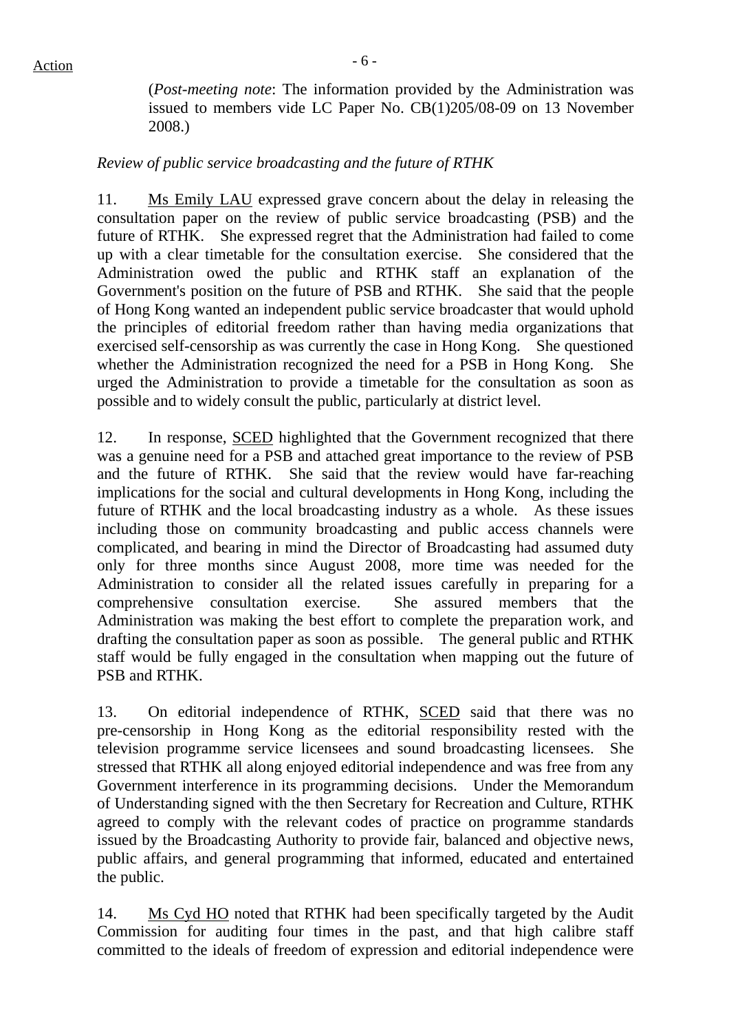(*Post-meeting note*: The information provided by the Administration was issued to members vide LC Paper No. CB(1)205/08-09 on 13 November 2008.)

*Review of public service broadcasting and the future of RTHK*

11. Ms Emily LAU expressed grave concern about the delay in releasing the consultation paper on the review of public service broadcasting (PSB) and the future of RTHK. She expressed regret that the Administration had failed to come up with a clear timetable for the consultation exercise. She considered that the Administration owed the public and RTHK staff an explanation of the Government's position on the future of PSB and RTHK. She said that the people of Hong Kong wanted an independent public service broadcaster that would uphold the principles of editorial freedom rather than having media organizations that exercised self-censorship as was currently the case in Hong Kong. She questioned whether the Administration recognized the need for a PSB in Hong Kong. She urged the Administration to provide a timetable for the consultation as soon as possible and to widely consult the public, particularly at district level.

12. In response, SCED highlighted that the Government recognized that there was a genuine need for a PSB and attached great importance to the review of PSB and the future of RTHK. She said that the review would have far-reaching implications for the social and cultural developments in Hong Kong, including the future of RTHK and the local broadcasting industry as a whole. As these issues including those on community broadcasting and public access channels were complicated, and bearing in mind the Director of Broadcasting had assumed duty only for three months since August 2008, more time was needed for the Administration to consider all the related issues carefully in preparing for a comprehensive consultation exercise. She assured members that the Administration was making the best effort to complete the preparation work, and drafting the consultation paper as soon as possible. The general public and RTHK staff would be fully engaged in the consultation when mapping out the future of PSB and RTHK.

13. On editorial independence of RTHK, SCED said that there was no pre-censorship in Hong Kong as the editorial responsibility rested with the television programme service licensees and sound broadcasting licensees. She stressed that RTHK all along enjoyed editorial independence and was free from any Government interference in its programming decisions. Under the Memorandum of Understanding signed with the then Secretary for Recreation and Culture, RTHK agreed to comply with the relevant codes of practice on programme standards issued by the Broadcasting Authority to provide fair, balanced and objective news, public affairs, and general programming that informed, educated and entertained the public.

14. Ms Cyd HO noted that RTHK had been specifically targeted by the Audit Commission for auditing four times in the past, and that high calibre staff committed to the ideals of freedom of expression and editorial independence were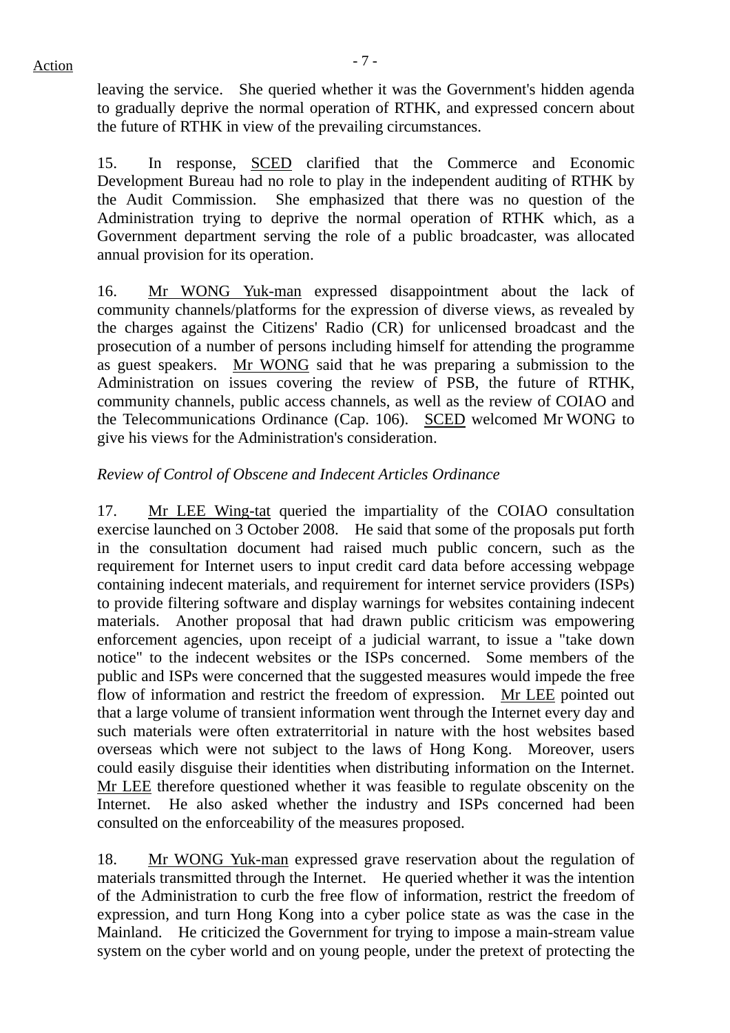leaving the service. She queried whether it was the Government's hidden agenda to gradually deprive the normal operation of RTHK, and expressed concern about the future of RTHK in view of the prevailing circumstances.

15. In response, SCED clarified that the Commerce and Economic Development Bureau had no role to play in the independent auditing of RTHK by the Audit Commission. She emphasized that there was no question of the Administration trying to deprive the normal operation of RTHK which, as a Government department serving the role of a public broadcaster, was allocated annual provision for its operation.

16. Mr WONG Yuk-man expressed disappointment about the lack of community channels/platforms for the expression of diverse views, as revealed by the charges against the Citizens' Radio (CR) for unlicensed broadcast and the prosecution of a number of persons including himself for attending the programme as guest speakers. Mr WONG said that he was preparing a submission to the Administration on issues covering the review of PSB, the future of RTHK, community channels, public access channels, as well as the review of COIAO and the Telecommunications Ordinance (Cap. 106). SCED welcomed Mr WONG to give his views for the Administration's consideration.

*Review of Control of Obscene and Indecent Articles Ordinance*

17. Mr LEE Wing-tat queried the impartiality of the COIAO consultation exercise launched on 3 October 2008. He said that some of the proposals put forth in the consultation document had raised much public concern, such as the requirement for Internet users to input credit card data before accessing webpage containing indecent materials, and requirement for internet service providers (ISPs) to provide filtering software and display warnings for websites containing indecent materials. Another proposal that had drawn public criticism was empowering enforcement agencies, upon receipt of a judicial warrant, to issue a "take down notice" to the indecent websites or the ISPs concerned. Some members of the public and ISPs were concerned that the suggested measures would impede the free flow of information and restrict the freedom of expression. Mr LEE pointed out that a large volume of transient information went through the Internet every day and such materials were often extraterritorial in nature with the host websites based overseas which were not subject to the laws of Hong Kong. Moreover, users could easily disguise their identities when distributing information on the Internet. Mr LEE therefore questioned whether it was feasible to regulate obscenity on the Internet. He also asked whether the industry and ISPs concerned had been consulted on the enforceability of the measures proposed.

18. Mr WONG Yuk-man expressed grave reservation about the regulation of materials transmitted through the Internet. He queried whether it was the intention of the Administration to curb the free flow of information, restrict the freedom of expression, and turn Hong Kong into a cyber police state as was the case in the Mainland. He criticized the Government for trying to impose a main-stream value system on the cyber world and on young people, under the pretext of protecting the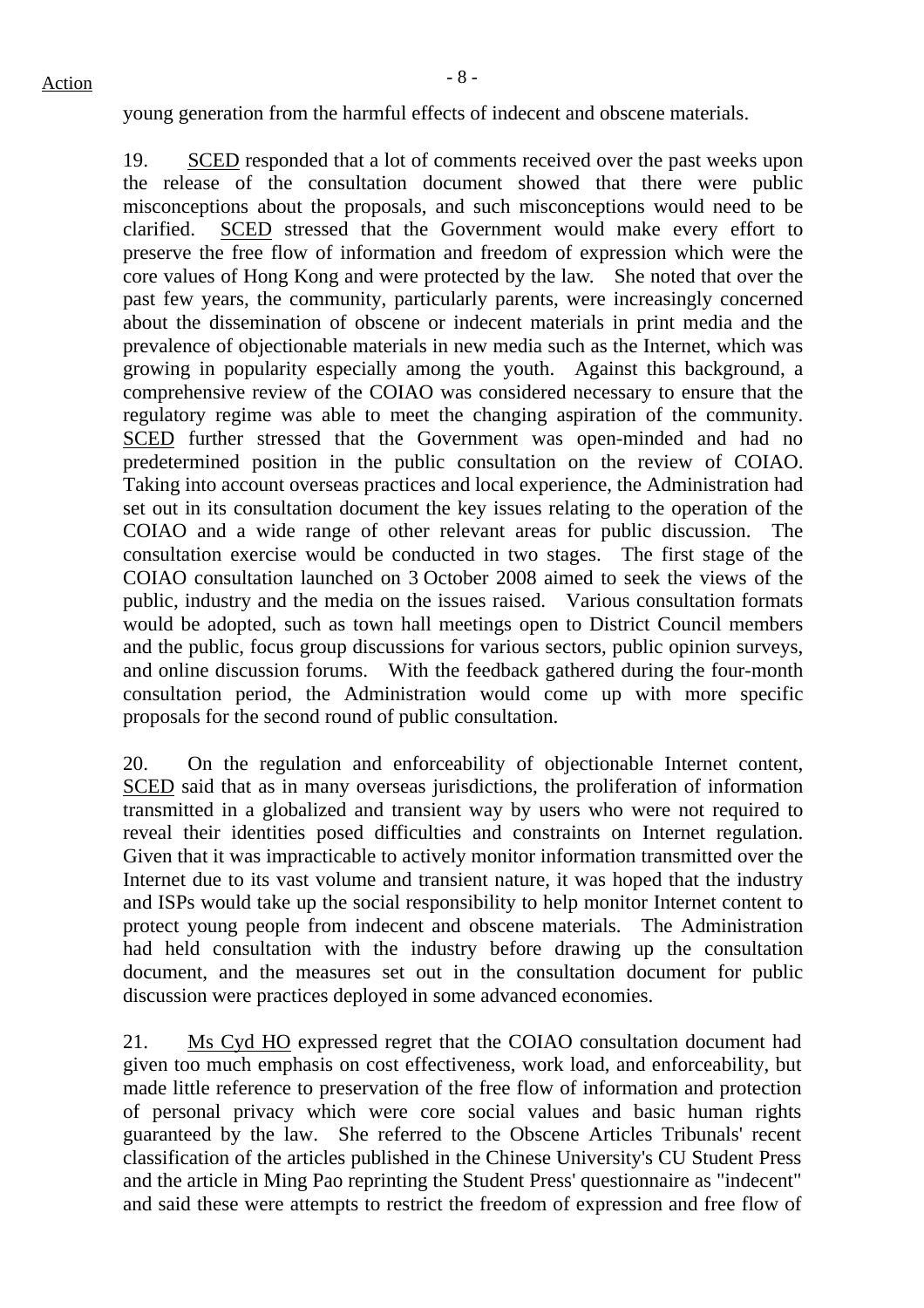young generation from the harmful effects of indecent and obscene materials.

19. SCED responded that a lot of comments received over the past weeks upon the release of the consultation document showed that there were public misconceptions about the proposals, and such misconceptions would need to be clarified. SCED stressed that the Government would make every effort to preserve the free flow of information and freedom of expression which were the core values of Hong Kong and were protected by the law. She noted that over the past few years, the community, particularly parents, were increasingly concerned about the dissemination of obscene or indecent materials in print media and the prevalence of objectionable materials in new media such as the Internet, which was growing in popularity especially among the youth. Against this background, a comprehensive review of the COIAO was considered necessary to ensure that the regulatory regime was able to meet the changing aspiration of the community. SCED further stressed that the Government was open-minded and had no predetermined position in the public consultation on the review of COIAO. Taking into account overseas practices and local experience, the Administration had set out in its consultation document the key issues relating to the operation of the COIAO and a wide range of other relevant areas for public discussion. The consultation exercise would be conducted in two stages. The first stage of the COIAO consultation launched on 3 October 2008 aimed to seek the views of the public, industry and the media on the issues raised. Various consultation formats would be adopted, such as town hall meetings open to District Council members and the public, focus group discussions for various sectors, public opinion surveys, and online discussion forums. With the feedback gathered during the four-month consultation period, the Administration would come up with more specific proposals for the second round of public consultation.

20. On the regulation and enforceability of objectionable Internet content, SCED said that as in many overseas jurisdictions, the proliferation of information transmitted in a globalized and transient way by users who were not required to reveal their identities posed difficulties and constraints on Internet regulation. Given that it was impracticable to actively monitor information transmitted over the Internet due to its vast volume and transient nature, it was hoped that the industry and ISPs would take up the social responsibility to help monitor Internet content to protect young people from indecent and obscene materials. The Administration had held consultation with the industry before drawing up the consultation document, and the measures set out in the consultation document for public discussion were practices deployed in some advanced economies.

21. Ms Cyd HO expressed regret that the COIAO consultation document had given too much emphasis on cost effectiveness, work load, and enforceability, but made little reference to preservation of the free flow of information and protection of personal privacy which were core social values and basic human rights guaranteed by the law. She referred to the Obscene Articles Tribunals' recent classification of the articles published in the Chinese University's CU Student Press and the article in Ming Pao reprinting the Student Press' questionnaire as "indecent" and said these were attempts to restrict the freedom of expression and free flow of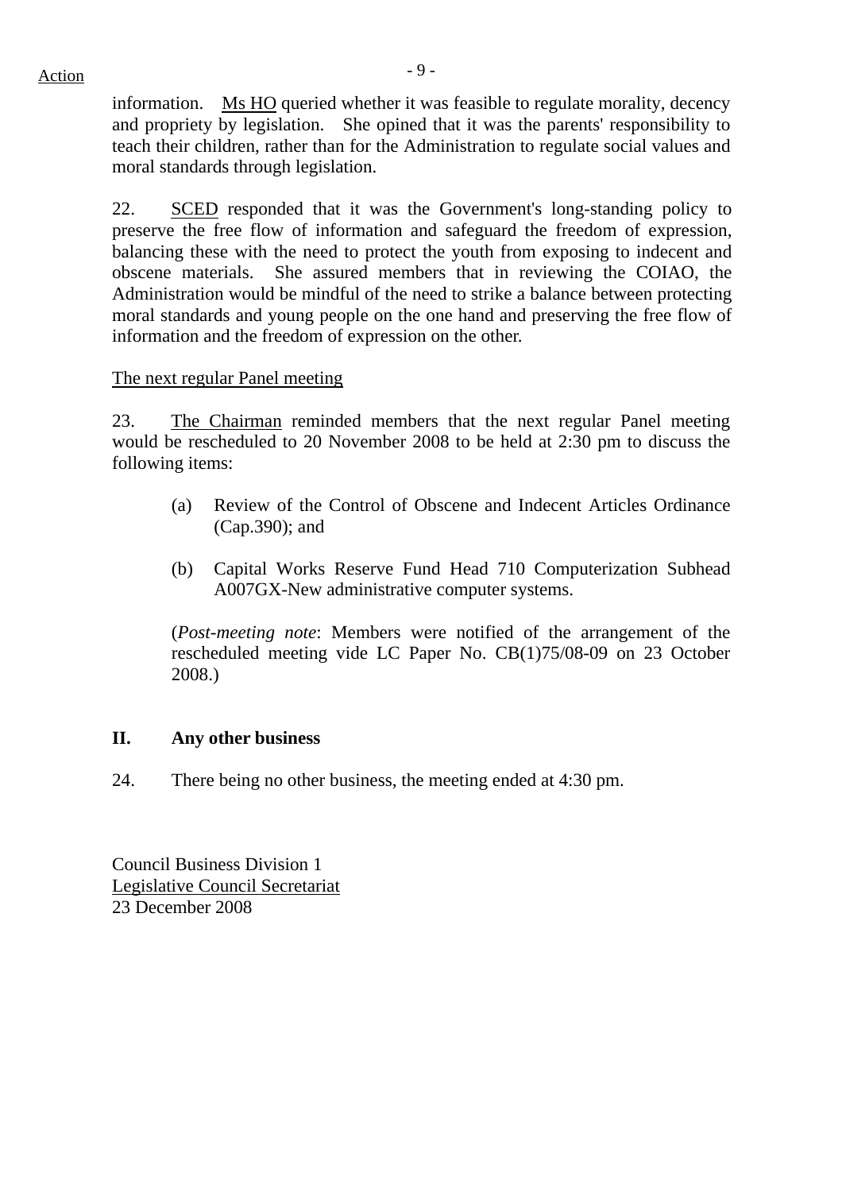Action

information. Ms HO queried whether it was feasible to regulate morality, decency and propriety by legislation. She opined that it was the parents' responsibility to teach their children, rather than for the Administration to regulate social values and moral standards through legislation.

22. SCED responded that it was the Government's long-standing policy to preserve the free flow of information and safeguard the freedom of expression, balancing these with the need to protect the youth from exposing to indecent and obscene materials. She assured members that in reviewing the COIAO, the Administration would be mindful of the need to strike a balance between protecting moral standards and young people on the one hand and preserving the free flow of information and the freedom of expression on the other.

The next regular Panel meeting

23. The Chairman reminded members that the next regular Panel meeting would be rescheduled to 20 November 2008 to be held at 2:30 pm to discuss the following items:

(a) Review of the Control of Obscene and Indecent Articles Ordinance (Cap.390); and

(b) Capital Works Reserve Fund Head 710 Computerization Subhead A007GX-New administrative computer systems.

(*Post-meeting note*: Members were notified of the arrangement of the rescheduled meeting vide LC Paper No. CB(1)75/08-09 on 23 October 2008.)

## II. Any other business

24. There being no other business, the meeting ended at 4:30 pm.

Council Business Division 1
Legislative Council Secretariat
23 December 2008